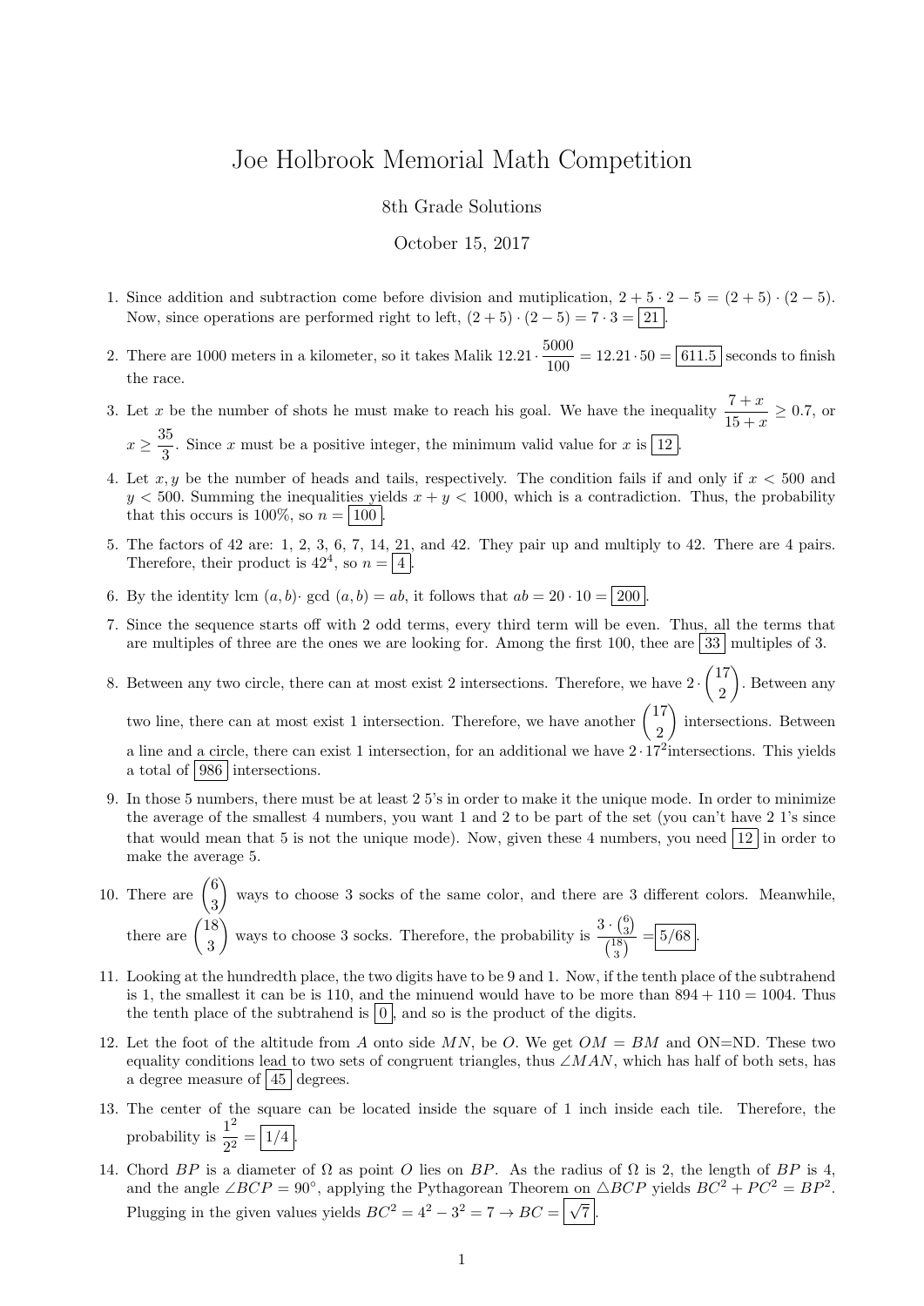# Joe Holbrook Memorial Math Competition

8th Grade Solutions

October 15, 2017

1. Since addition and subtraction come before division and mutiplication, $2 + 5 \cdot 2 - 5 = (2 + 5) \cdot (2 - 5)$. Now, since operations are performed right to left, $(2 + 5) \cdot (2 - 5) = 7 \cdot 3 = \boxed{21}$.

2. There are 1000 meters in a kilometer, so it takes Malik $12.21 \cdot \frac{5000}{100} = 12.21 \cdot 50 = \boxed{611.5}$ seconds to finish the race.

3. Let $x$ be the number of shots he must make to reach his goal. We have the inequality $\frac{7 + x}{15 + x} \geq 0.7$, or $x \geq \frac{35}{3}$. Since $x$ must be a positive integer, the minimum valid value for $x$ is $\boxed{12}$.

4. Let $x, y$ be the number of heads and tails, respectively. The condition fails if and only if $x < 500$ and $y < 500$. Summing the inequalities yields $x + y < 1000$, which is a contradiction. Thus, the probability that this occurs is 100%, so $n = \boxed{100}$.

5. The factors of 42 are: 1, 2, 3, 6, 7, 14, 21, and 42. They pair up and multiply to 42. There are 4 pairs. Therefore, their product is $42^4$, so $n = \boxed{4}$.

6. By the identity $\text{lcm}(a, b) \cdot \gcd(a, b) = ab$, it follows that $ab = 20 \cdot 10 = \boxed{200}$.

7. Since the sequence starts off with 2 odd terms, every third term will be even. Thus, all the terms that are multiples of three are the ones we are looking for. Among the first 100, thee are $\boxed{33}$ multiples of 3.

8. Between any two circle, there can at most exist 2 intersections. Therefore, we have $2 \cdot \binom{17}{2}$. Between any two line, there can at most exist 1 intersection. Therefore, we have another $\binom{17}{2}$ intersections. Between a line and a circle, there can exist 1 intersection, for an additional we have $2 \cdot 17^2$intersections. This yields a total of $\boxed{986}$ intersections.

9. In those 5 numbers, there must be at least 2 5's in order to make it the unique mode. In order to minimize the average of the smallest 4 numbers, you want 1 and 2 to be part of the set (you can't have 2 1's since that would mean that 5 is not the unique mode). Now, given these 4 numbers, you need $\boxed{12}$ in order to make the average 5.

10. There are $\binom{6}{3}$ ways to choose 3 socks of the same color, and there are 3 different colors. Meanwhile, there are $\binom{18}{3}$ ways to choose 3 socks. Therefore, the probability is $\frac{3 \cdot \binom{6}{3}}{\binom{18}{3}} = \boxed{5/68}$.

11. Looking at the hundredth place, the two digits have to be 9 and 1. Now, if the tenth place of the subtrahend is 1, the smallest it can be is 110, and the minuend would have to be more than $894 + 110 = 1004$. Thus the tenth place of the subtrahend is $\boxed{0}$, and so is the product of the digits.

12. Let the foot of the altitude from $A$ onto side $MN$, be $O$. We get $OM = BM$ and ON=ND. These two equality conditions lead to two sets of congruent triangles, thus $\angle MAN$, which has half of both sets, has a degree measure of $\boxed{45}$ degrees.

13. The center of the square can be located inside the square of 1 inch inside each tile. Therefore, the probability is $\frac{1^2}{2^2} = \boxed{1/4}$.

14. Chord $BP$ is a diameter of $\Omega$ as point $O$ lies on $BP$. As the radius of $\Omega$ is 2, the length of $BP$ is 4, and the angle $\angle BCP = 90°$, applying the Pythagorean Theorem on $\triangle BCP$ yields $BC^2 + PC^2 = BP^2$. Plugging in the given values yields $BC^2 = 4^2 - 3^2 = 7 \to BC = \boxed{\sqrt{7}}$.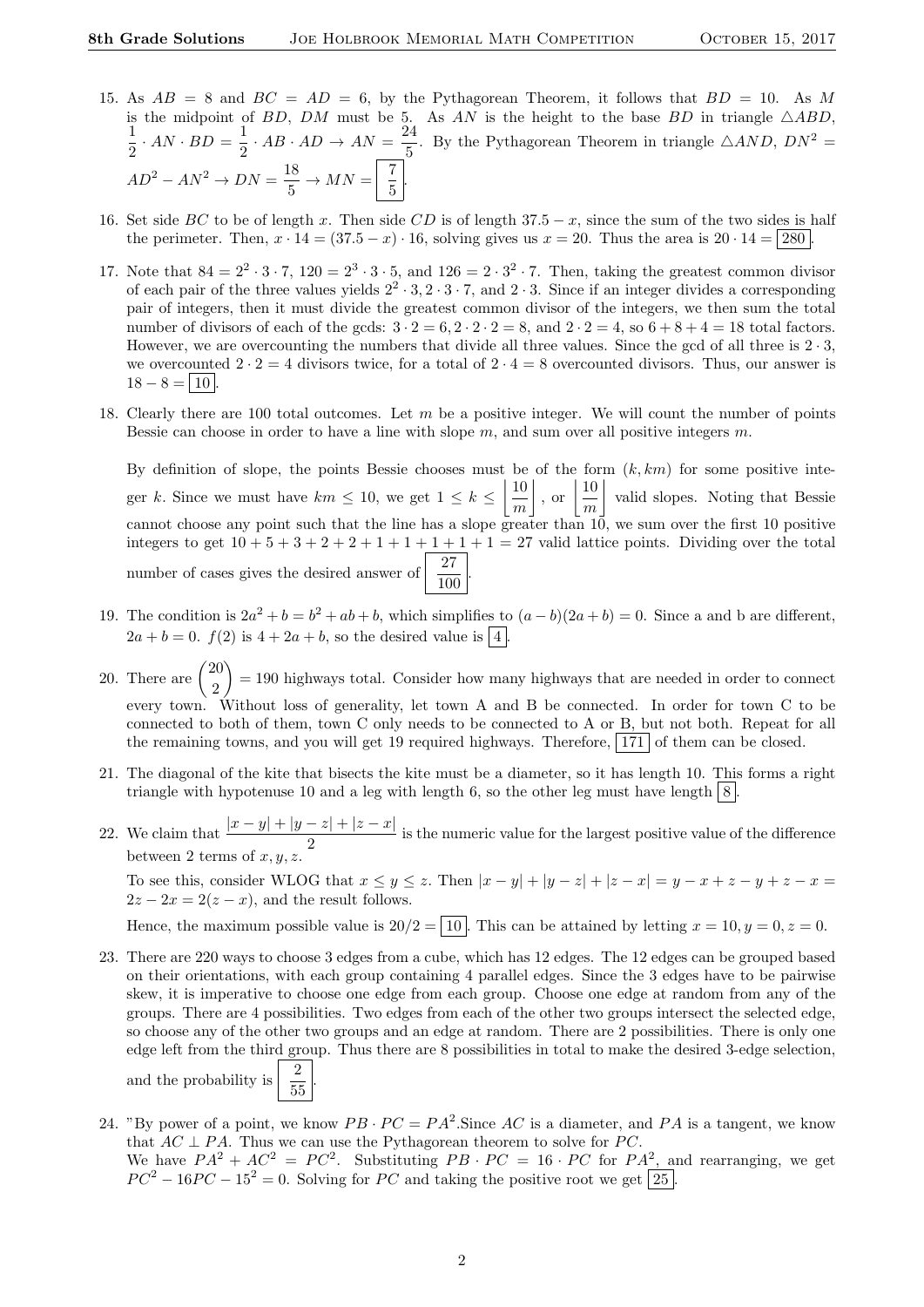15. As $AB = 8$ and $BC = AD = 6$, by the Pythagorean Theorem, it follows that $BD = 10$. As $M$ is the midpoint of $BD$, $DM$ must be 5. As $AN$ is the height to the base $BD$ in triangle $\triangle ABD$, $\frac{1}{2} \cdot AN \cdot BD = \frac{1}{2} \cdot AB \cdot AD \to AN = \frac{24}{5}$. By the Pythagorean Theorem in triangle $\triangle AND$, $DN^2 = AD^2 - AN^2 \to DN = \frac{18}{5} \to MN = \boxed{\frac{7}{5}}$.

16. Set side $BC$ to be of length $x$. Then side $CD$ is of length $37.5 - x$, since the sum of the two sides is half the perimeter. Then, $x \cdot 14 = (37.5 - x) \cdot 16$, solving gives us $x = 20$. Thus the area is $20 \cdot 14 = \boxed{280}$.

17. Note that $84 = 2^2 \cdot 3 \cdot 7$, $120 = 2^3 \cdot 3 \cdot 5$, and $126 = 2 \cdot 3^2 \cdot 7$. Then, taking the greatest common divisor of each pair of the three values yields $2^2 \cdot 3, 2 \cdot 3 \cdot 7$, and $2 \cdot 3$. Since if an integer divides a corresponding pair of integers, then it must divide the greatest common divisor of the integers, we then sum the total number of divisors of each of the gcds: $3 \cdot 2 = 6, 2 \cdot 2 \cdot 2 = 8$, and $2 \cdot 2 = 4$, so $6 + 8 + 4 = 18$ total factors. However, we are overcounting the numbers that divide all three values. Since the gcd of all three is $2 \cdot 3$, we overcounted $2 \cdot 2 = 4$ divisors twice, for a total of $2 \cdot 4 = 8$ overcounted divisors. Thus, our answer is $18 - 8 = \boxed{10}$.

18. Clearly there are 100 total outcomes. Let $m$ be a positive integer. We will count the number of points Bessie can choose in order to have a line with slope $m$, and sum over all positive integers $m$.

    By definition of slope, the points Bessie chooses must be of the form $(k, km)$ for some positive integer $k$. Since we must have $km \leq 10$, we get $1 \leq k \leq \left\lfloor \frac{10}{m} \right\rfloor$, or $\left\lfloor \frac{10}{m} \right\rfloor$ valid slopes. Noting that Bessie cannot choose any point such that the line has a slope greater than 10, we sum over the first 10 positive integers to get $10 + 5 + 3 + 2 + 2 + 1 + 1 + 1 + 1 + 1 = 27$ valid lattice points. Dividing over the total number of cases gives the desired answer of $\boxed{\frac{27}{100}}$.

19. The condition is $2a^2 + b = b^2 + ab + b$, which simplifies to $(a - b)(2a + b) = 0$. Since a and b are different, $2a + b = 0$. $f(2)$ is $4 + 2a + b$, so the desired value is $\boxed{4}$.

20. There are $\binom{20}{2} = 190$ highways total. Consider how many highways that are needed in order to connect every town. Without loss of generality, let town A and B be connected. In order for town C to be connected to both of them, town C only needs to be connected to A or B, but not both. Repeat for all the remaining towns, and you will get 19 required highways. Therefore, $\boxed{171}$ of them can be closed.

21. The diagonal of the kite that bisects the kite must be a diameter, so it has length 10. This forms a right triangle with hypotenuse 10 and a leg with length 6, so the other leg must have length $\boxed{8}$.

22. We claim that $\frac{|x-y| + |y-z| + |z-x|}{2}$ is the numeric value for the largest positive value of the difference between 2 terms of $x, y, z$.

    To see this, consider WLOG that $x \leq y \leq z$. Then $|x - y| + |y - z| + |z - x| = y - x + z - y + z - x = 2z - 2x = 2(z - x)$, and the result follows.

    Hence, the maximum possible value is $20/2 = \boxed{10}$. This can be attained by letting $x = 10, y = 0, z = 0$.

23. There are 220 ways to choose 3 edges from a cube, which has 12 edges. The 12 edges can be grouped based on their orientations, with each group containing 4 parallel edges. Since the 3 edges have to be pairwise skew, it is imperative to choose one edge from each group. Choose one edge at random from any of the groups. There are 4 possibilities. Two edges from each of the other two groups intersect the selected edge, so choose any of the other two groups and an edge at random. There are 2 possibilities. There is only one edge left from the third group. Thus there are 8 possibilities in total to make the desired 3-edge selection, and the probability is $\boxed{\frac{2}{55}}$.

24. "By power of a point, we know $PB \cdot PC = PA^2$.Since $AC$ is a diameter, and $PA$ is a tangent, we know that $AC \perp PA$. Thus we can use the Pythagorean theorem to solve for $PC$.
    We have $PA^2 + AC^2 = PC^2$. Substituting $PB \cdot PC = 16 \cdot PC$ for $PA^2$, and rearranging, we get $PC^2 - 16PC - 15^2 = 0$. Solving for $PC$ and taking the positive root we get $\boxed{25}$.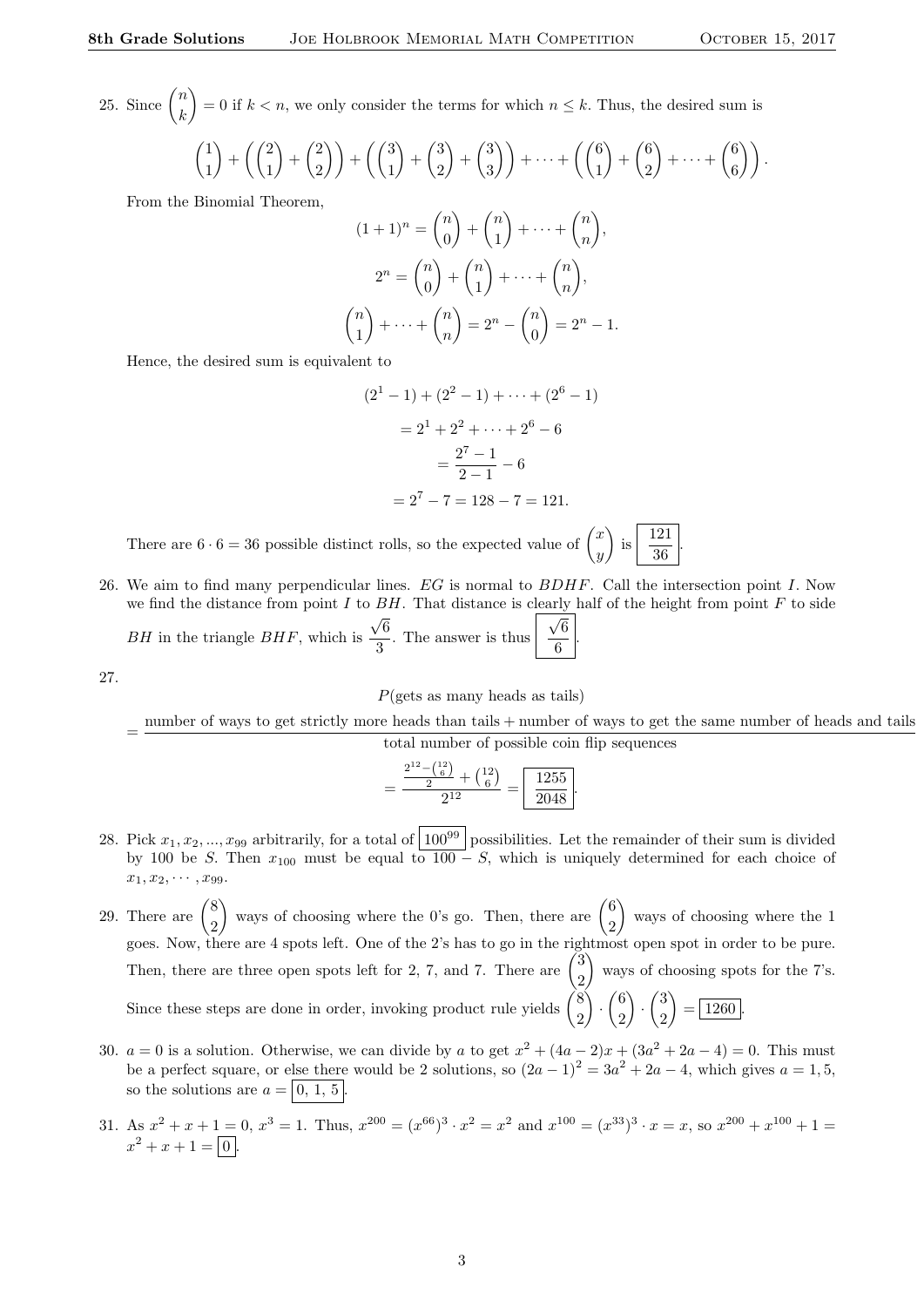25. Since $\binom{n}{k} = 0$ if $k < n$, we only consider the terms for which $n \le k$. Thus, the desired sum is

$$\binom{1}{1} + \left(\binom{2}{1} + \binom{2}{2}\right) + \left(\binom{3}{1} + \binom{3}{2} + \binom{3}{3}\right) + \cdots + \left(\binom{6}{1} + \binom{6}{2} + \cdots + \binom{6}{6}\right).$$

From the Binomial Theorem,

$$(1+1)^n = \binom{n}{0} + \binom{n}{1} + \cdots + \binom{n}{n},$$

$$2^n = \binom{n}{0} + \binom{n}{1} + \cdots + \binom{n}{n},$$

$$\binom{n}{1} + \cdots + \binom{n}{n} = 2^n - \binom{n}{0} = 2^n - 1.$$

Hence, the desired sum is equivalent to

$$(2^1 - 1) + (2^2 - 1) + \cdots + (2^6 - 1)$$

$$= 2^1 + 2^2 + \cdots + 2^6 - 6$$

$$= \frac{2^7 - 1}{2 - 1} - 6$$

$$= 2^7 - 7 = 128 - 7 = 121.$$

There are $6 \cdot 6 = 36$ possible distinct rolls, so the expected value of $\binom{x}{y}$ is $\boxed{\frac{121}{36}}$.

26. We aim to find many perpendicular lines. $EG$ is normal to $BDHF$. Call the intersection point $I$. Now we find the distance from point $I$ to $BH$. That distance is clearly half of the height from point $F$ to side $BH$ in the triangle $BHF$, which is $\frac{\sqrt{6}}{3}$. The answer is thus $\boxed{\frac{\sqrt{6}}{6}}$.

27.

$$P(\text{gets as many heads as tails})$$

$$= \frac{\text{number of ways to get strictly more heads than tails} + \text{number of ways to get the same number of heads and tails}}{\text{total number of possible coin flip sequences}}$$

$$= \frac{\frac{2^{12} - \binom{12}{6}}{2} + \binom{12}{6}}{2^{12}} = \boxed{\frac{1255}{2048}}.$$

28. Pick $x_1, x_2, ..., x_{99}$ arbitrarily, for a total of $\boxed{100^{99}}$ possibilities. Let the remainder of their sum is divided by 100 be $S$. Then $x_{100}$ must be equal to $100 - S$, which is uniquely determined for each choice of $x_1, x_2, \cdots, x_{99}$.

29. There are $\binom{8}{2}$ ways of choosing where the 0's go. Then, there are $\binom{6}{2}$ ways of choosing where the 1 goes. Now, there are 4 spots left. One of the 2's has to go in the rightmost open spot in order to be pure. Then, there are three open spots left for 2, 7, and 7. There are $\binom{3}{2}$ ways of choosing spots for the 7's. Since these steps are done in order, invoking product rule yields $\binom{8}{2} \cdot \binom{6}{2} \cdot \binom{3}{2} = \boxed{1260}$.

30. $a = 0$ is a solution. Otherwise, we can divide by $a$ to get $x^2 + (4a-2)x + (3a^2 + 2a - 4) = 0$. This must be a perfect square, or else there would be 2 solutions, so $(2a-1)^2 = 3a^2 + 2a - 4$, which gives $a = 1, 5$, so the solutions are $a = \boxed{0, 1, 5}$.

31. As $x^2 + x + 1 = 0$, $x^3 = 1$. Thus, $x^{200} = (x^{66})^3 \cdot x^2 = x^2$ and $x^{100} = (x^{33})^3 \cdot x = x$, so $x^{200} + x^{100} + 1 = x^2 + x + 1 = \boxed{0}$.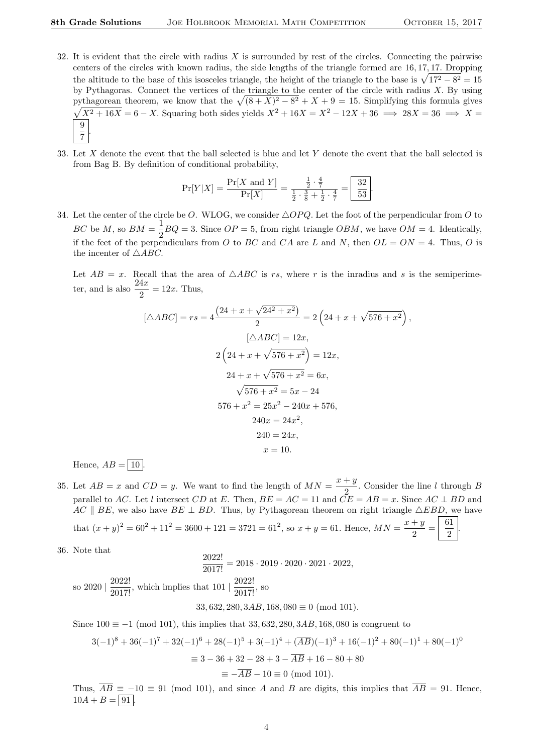32. It is evident that the circle with radius $X$ is surrounded by rest of the circles. Connecting the pairwise centers of the circles with known radius, the side lengths of the triangle formed are $16, 17, 17$. Dropping the altitude to the base of this isosceles triangle, the height of the triangle to the base is $\sqrt{17^2 - 8^2} = 15$ by Pythagoras. Connect the vertices of the triangle to the center of the circle with radius $X$. By using pythagorean theorem, we know that the $\sqrt{(8+X)^2 - 8^2} + X + 9 = 15$. Simplifying this formula gives $\sqrt{X^2 + 16X} = 6 - X$. Squaring both sides yields $X^2 + 16X = X^2 - 12X + 36 \implies 28X = 36 \implies X = \boxed{\frac{9}{7}}$.

33. Let $X$ denote the event that the ball selected is blue and let $Y$ denote the event that the ball selected is from Bag B. By definition of conditional probability,

$$\Pr[Y|X] = \frac{\Pr[X \text{ and } Y]}{\Pr[X]} = \frac{\frac{1}{2} \cdot \frac{4}{7}}{\frac{1}{2} \cdot \frac{3}{8} + \frac{1}{2} \cdot \frac{4}{7}} = \boxed{\frac{32}{53}}.$$

34. Let the center of the circle be $O$. WLOG, we consider $\triangle OPQ$. Let the foot of the perpendicular from $O$ to $BC$ be $M$, so $BM = \frac{1}{2}BQ = 3$. Since $OP = 5$, from right triangle $OBM$, we have $OM = 4$. Identically, if the feet of the perpendiculars from $O$ to $BC$ and $CA$ are $L$ and $N$, then $OL = ON = 4$. Thus, $O$ is the incenter of $\triangle ABC$.

Let $AB = x$. Recall that the area of $\triangle ABC$ is $rs$, where $r$ is the inradius and $s$ is the semiperimeter, and is also $\frac{24x}{2} = 12x$. Thus,

$$[\triangle ABC] = rs = 4\frac{\left(24 + x + \sqrt{24^2 + x^2}\right)}{2} = 2\left(24 + x + \sqrt{576 + x^2}\right),$$
$$[\triangle ABC] = 12x,$$
$$2\left(24 + x + \sqrt{576 + x^2}\right) = 12x,$$
$$24 + x + \sqrt{576 + x^2} = 6x,$$
$$\sqrt{576 + x^2} = 5x - 24$$
$$576 + x^2 = 25x^2 - 240x + 576,$$
$$240x = 24x^2,$$
$$240 = 24x,$$
$$x = 10.$$

Hence, $AB = \boxed{10}$.

35. Let $AB = x$ and $CD = y$. We want to find the length of $MN = \frac{x+y}{2}$. Consider the line $l$ through $B$ parallel to $AC$. Let $l$ intersect $CD$ at $E$. Then, $BE = AC = 11$ and $CE = AB = x$. Since $AC \perp BD$ and $AC \parallel BE$, we also have $BE \perp BD$. Thus, by Pythagorean theorem on right triangle $\triangle EBD$, we have that $(x+y)^2 = 60^2 + 11^2 = 3600 + 121 = 3721 = 61^2$, so $x + y = 61$. Hence, $MN = \frac{x+y}{2} = \boxed{\frac{61}{2}}$.

36. Note that

$$\frac{2022!}{2017!} = 2018 \cdot 2019 \cdot 2020 \cdot 2021 \cdot 2022,$$

so $2020 \mid \frac{2022!}{2017!}$, which implies that $101 \mid \frac{2022!}{2017!}$, so

$$33,632,280,3AB,168,080 \equiv 0 \pmod{101}.$$

Since $100 \equiv -1 \pmod{101}$, this implies that $33,632,280,3AB,168,080$ is congruent to

$$3(-1)^8 + 36(-1)^7 + 32(-1)^6 + 28(-1)^5 + 3(-1)^4 + (\overline{AB})(-1)^3 + 16(-1)^2 + 80(-1)^1 + 80(-1)^0$$
$$\equiv 3 - 36 + 32 - 28 + 3 - \overline{AB} + 16 - 80 + 80$$
$$\equiv -\overline{AB} - 10 \equiv 0 \pmod{101}.$$

Thus, $\overline{AB} \equiv -10 \equiv 91 \pmod{101}$, and since $A$ and $B$ are digits, this implies that $\overline{AB} = 91$. Hence, $10A + B = \boxed{91}$.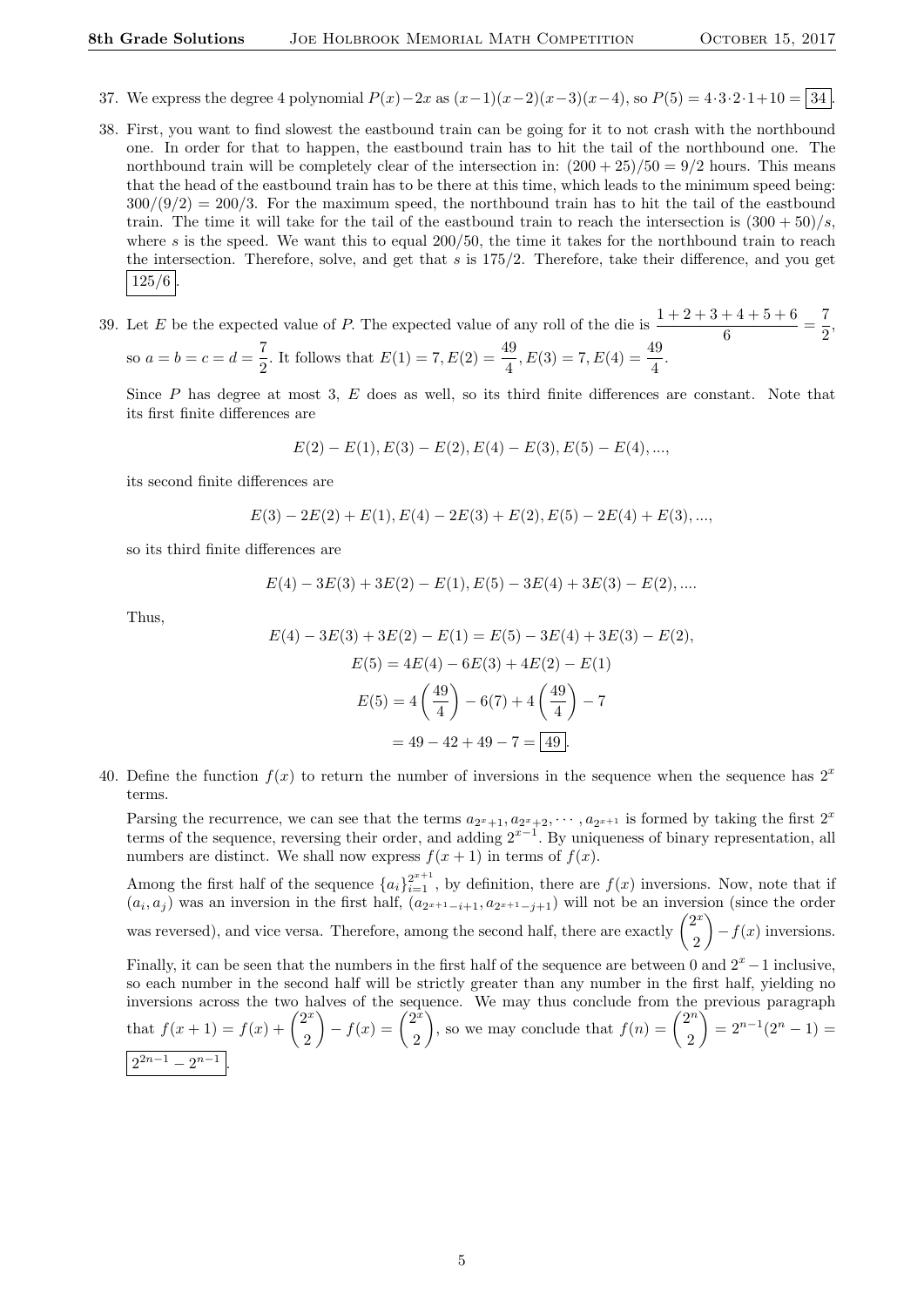37. We express the degree 4 polynomial $P(x)-2x$ as $(x-1)(x-2)(x-3)(x-4)$, so $P(5) = 4\cdot3\cdot2\cdot1+10 = \boxed{34}$.

38. First, you want to find slowest the eastbound train can be going for it to not crash with the northbound one. In order for that to happen, the eastbound train has to hit the tail of the northbound one. The northbound train will be completely clear of the intersection in: $(200+25)/50 = 9/2$ hours. This means that the head of the eastbound train has to be there at this time, which leads to the minimum speed being: $300/(9/2) = 200/3$. For the maximum speed, the northbound train has to hit the tail of the eastbound train. The time it will take for the tail of the eastbound train to reach the intersection is $(300+50)/s$, where $s$ is the speed. We want this to equal $200/50$, the time it takes for the northbound train to reach the intersection. Therefore, solve, and get that $s$ is $175/2$. Therefore, take their difference, and you get $\boxed{125/6}$.

39. Let $E$ be the expected value of $P$. The expected value of any roll of the die is $\dfrac{1+2+3+4+5+6}{6} = \dfrac{7}{2}$, so $a=b=c=d=\dfrac{7}{2}$. It follows that $E(1) = 7, E(2) = \dfrac{49}{4}, E(3) = 7, E(4) = \dfrac{49}{4}$.

   Since $P$ has degree at most 3, $E$ does as well, so its third finite differences are constant. Note that its first finite differences are

$$E(2)-E(1), E(3)-E(2), E(4)-E(3), E(5)-E(4), ...,$$

   its second finite differences are

$$E(3)-2E(2)+E(1), E(4)-2E(3)+E(2), E(5)-2E(4)+E(3), ...,$$

   so its third finite differences are

$$E(4)-3E(3)+3E(2)-E(1), E(5)-3E(4)+3E(3)-E(2), ....$$

   Thus,

$$\begin{aligned}
E(4)-3E(3)+3E(2)-E(1) &= E(5)-3E(4)+3E(3)-E(2),\\
E(5) &= 4E(4)-6E(3)+4E(2)-E(1)\\
E(5) &= 4\left(\frac{49}{4}\right)-6(7)+4\left(\frac{49}{4}\right)-7\\
&= 49-42+49-7 = \boxed{49}.
\end{aligned}$$

40. Define the function $f(x)$ to return the number of inversions in the sequence when the sequence has $2^x$ terms.

   Parsing the recurrence, we can see that the terms $a_{2^x+1}, a_{2^x+2}, \cdots, a_{2^{x+1}}$ is formed by taking the first $2^x$ terms of the sequence, reversing their order, and adding $2^{x-1}$. By uniqueness of binary representation, all numbers are distinct. We shall now express $f(x+1)$ in terms of $f(x)$.

   Among the first half of the sequence $\{a_i\}_{i=1}^{2^{x+1}}$, by definition, there are $f(x)$ inversions. Now, note that if $(a_i, a_j)$ was an inversion in the first half, $(a_{2^{x+1}-i+1}, a_{2^{x+1}-j+1})$ will not be an inversion (since the order was reversed), and vice versa. Therefore, among the second half, there are exactly $\binom{2^x}{2} - f(x)$ inversions.

   Finally, it can be seen that the numbers in the first half of the sequence are between 0 and $2^x - 1$ inclusive, so each number in the second half will be strictly greater than any number in the first half, yielding no inversions across the two halves of the sequence. We may thus conclude from the previous paragraph that $f(x+1) = f(x) + \binom{2^x}{2} - f(x) = \binom{2^x}{2}$, so we may conclude that $f(n) = \binom{2^n}{2} = 2^{n-1}(2^n-1) = \boxed{2^{2n-1} - 2^{n-1}}$.